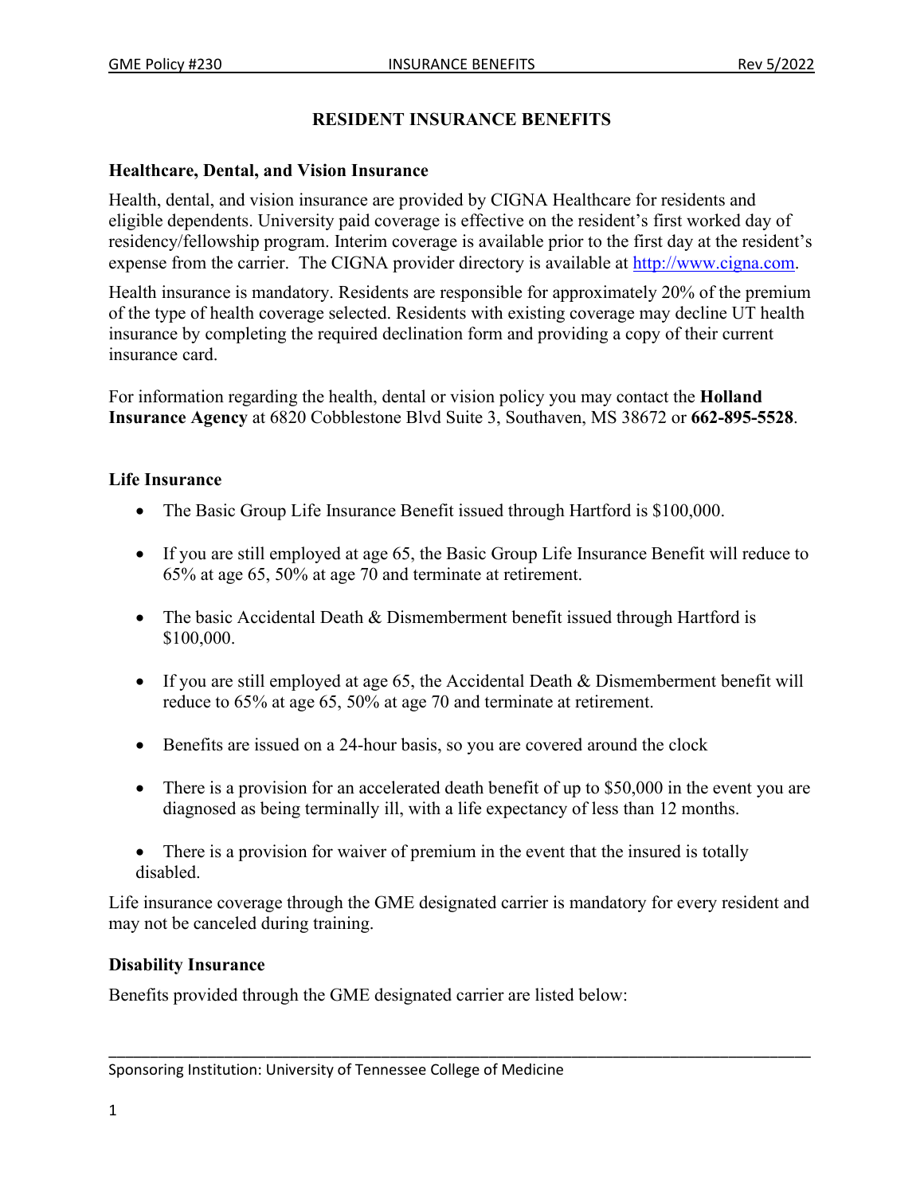# RESIDENT INSURANCE BENEFITS

## Healthcare, Dental, and Vision Insurance

Health, dental, and vision insurance are provided by CIGNA Healthcare for residents and eligible dependents. University paid coverage is effective on the resident's first worked day of residency/fellowship program. Interim coverage is available prior to the first day at the resident's expense from the carrier. The CIGNA provider directory is available at http://www.cigna.com.

Health insurance is mandatory. Residents are responsible for approximately 20% of the premium of the type of health coverage selected. Residents with existing coverage may decline UT health insurance by completing the required declination form and providing a copy of their current insurance card.

For information regarding the health, dental or vision policy you may contact the **Holland Insurance Agency** at 6820 Cobblestone Blvd Suite 3, Southaven, MS 38672 or **662-895-5528**.

## Life Insurance

- The Basic Group Life Insurance Benefit issued through Hartford is $100,000.
- If you are still employed at age 65, the Basic Group Life Insurance Benefit will reduce to 65% at age 65, 50% at age 70 and terminate at retirement.
- The basic Accidental Death & Dismemberment benefit issued through Hartford is $100,000.
- If you are still employed at age 65, the Accidental Death & Dismemberment benefit will reduce to 65% at age 65, 50% at age 70 and terminate at retirement.
- Benefits are issued on a 24-hour basis, so you are covered around the clock
- There is a provision for an accelerated death benefit of up to $50,000 in the event you are diagnosed as being terminally ill, with a life expectancy of less than 12 months.
- There is a provision for waiver of premium in the event that the insured is totally disabled.

Life insurance coverage through the GME designated carrier is mandatory for every resident and may not be canceled during training.

## Disability Insurance

Benefits provided through the GME designated carrier are listed below: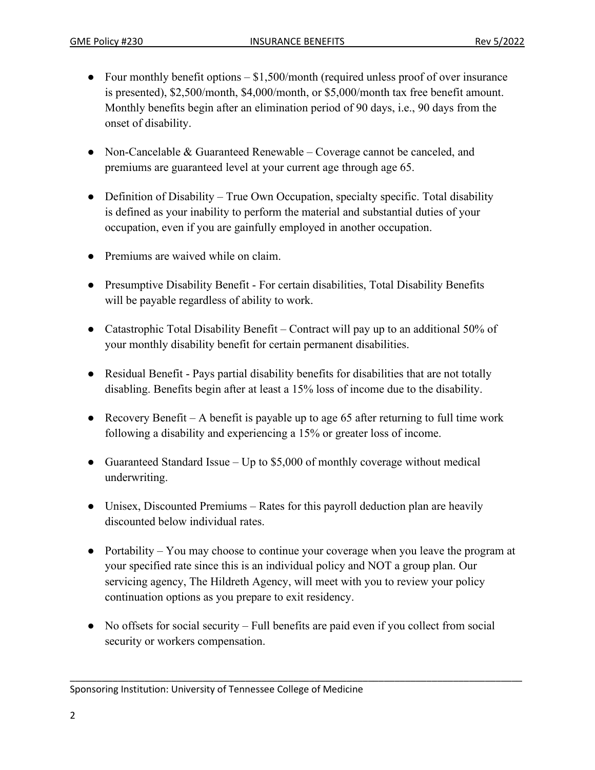- Four monthly benefit options – \$1,500/month (required unless proof of over insurance is presented), \$2,500/month, \$4,000/month, or \$5,000/month tax free benefit amount. Monthly benefits begin after an elimination period of 90 days, i.e., 90 days from the onset of disability.

- Non-Cancelable & Guaranteed Renewable – Coverage cannot be canceled, and premiums are guaranteed level at your current age through age 65.

- Definition of Disability – True Own Occupation, specialty specific. Total disability is defined as your inability to perform the material and substantial duties of your occupation, even if you are gainfully employed in another occupation.

- Premiums are waived while on claim.

- Presumptive Disability Benefit - For certain disabilities, Total Disability Benefits will be payable regardless of ability to work.

- Catastrophic Total Disability Benefit – Contract will pay up to an additional 50% of your monthly disability benefit for certain permanent disabilities.

- Residual Benefit - Pays partial disability benefits for disabilities that are not totally disabling. Benefits begin after at least a 15% loss of income due to the disability.

- Recovery Benefit – A benefit is payable up to age 65 after returning to full time work following a disability and experiencing a 15% or greater loss of income.

- Guaranteed Standard Issue – Up to \$5,000 of monthly coverage without medical underwriting.

- Unisex, Discounted Premiums – Rates for this payroll deduction plan are heavily discounted below individual rates.

- Portability – You may choose to continue your coverage when you leave the program at your specified rate since this is an individual policy and NOT a group plan. Our servicing agency, The Hildreth Agency, will meet with you to review your policy continuation options as you prepare to exit residency.

- No offsets for social security – Full benefits are paid even if you collect from social security or workers compensation.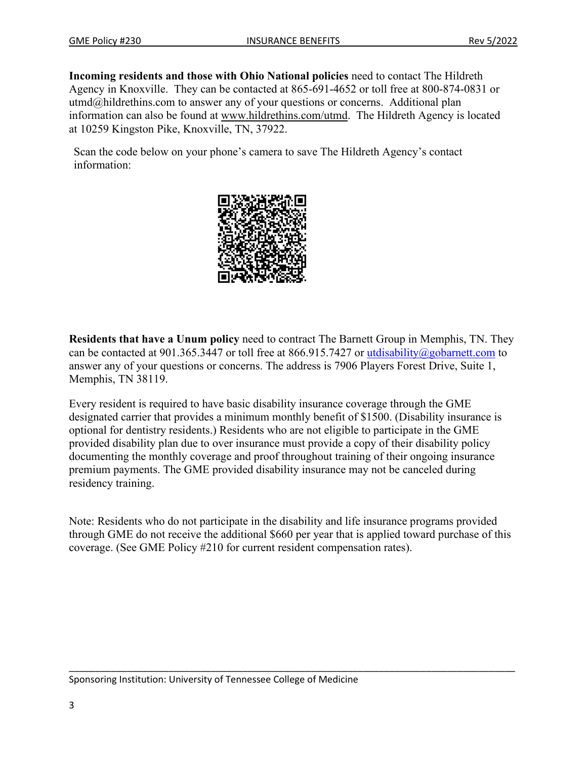**Incoming residents and those with Ohio National policies** need to contact The Hildreth Agency in Knoxville. They can be contacted at 865-691-4652 or toll free at 800-874-0831 or utmd@hildrethins.com to answer any of your questions or concerns. Additional plan information can also be found at www.hildrethins.com/utmd. The Hildreth Agency is located at 10259 Kingston Pike, Knoxville, TN, 37922.

Scan the code below on your phone's camera to save The Hildreth Agency's contact information:

**Residents that have a Unum policy** need to contract The Barnett Group in Memphis, TN. They can be contacted at 901.365.3447 or toll free at 866.915.7427 or utdisability@gobarnett.com to answer any of your questions or concerns. The address is 7906 Players Forest Drive, Suite 1, Memphis, TN 38119.

Every resident is required to have basic disability insurance coverage through the GME designated carrier that provides a minimum monthly benefit of $1500. (Disability insurance is optional for dentistry residents.) Residents who are not eligible to participate in the GME provided disability plan due to over insurance must provide a copy of their disability policy documenting the monthly coverage and proof throughout training of their ongoing insurance premium payments. The GME provided disability insurance may not be canceled during residency training.

Note: Residents who do not participate in the disability and life insurance programs provided through GME do not receive the additional $660 per year that is applied toward purchase of this coverage. (See GME Policy #210 for current resident compensation rates).